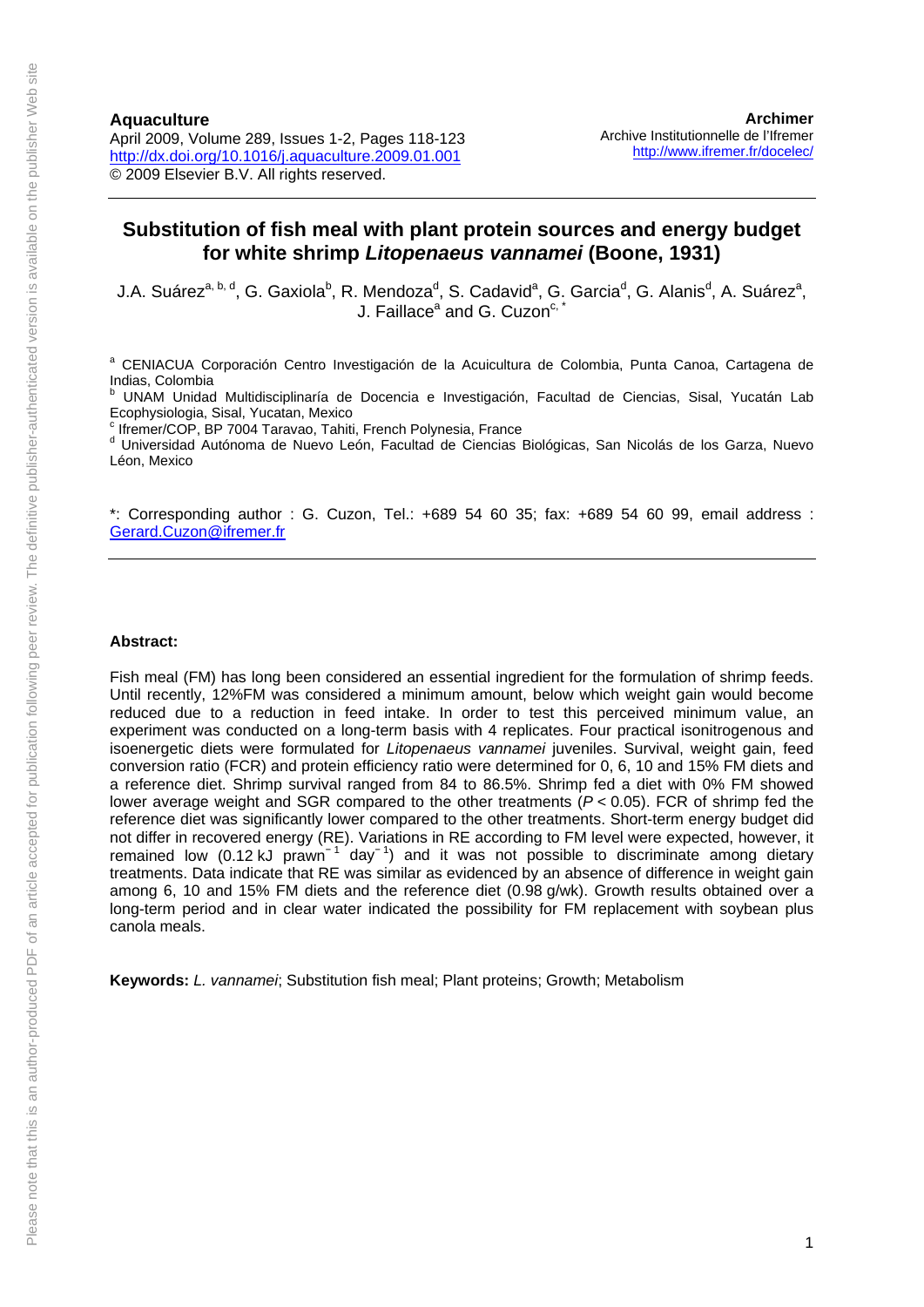**Aquaculture**
April 2009, Volume 289, Issues 1-2, Pages 118-123
http://dx.doi.org/10.1016/j.aquaculture.2009.01.001
© 2009 Elsevier B.V. All rights reserved.

**Archimer**
Archive Institutionnelle de l'Ifremer
http://www.ifremer.fr/docelec/

# Substitution of fish meal with plant protein sources and energy budget for white shrimp *Litopenaeus vannamei* (Boone, 1931)

J.A. Suárez[a, b, d], G. Gaxiola[b], R. Mendoza[d], S. Cadavid[a], G. Garcia[d], G. Alanis[d], A. Suárez[a], J. Faillace[a] and G. Cuzon[c, *]

[a] CENIACUA Corporación Centro Investigación de la Acuicultura de Colombia, Punta Canoa, Cartagena de Indias, Colombia

[b] UNAM Unidad Multidisciplinaría de Docencia e Investigación, Facultad de Ciencias, Sisal, Yucatán Lab Ecophysiologia, Sisal, Yucatan, Mexico

[c] Ifremer/COP, BP 7004 Taravao, Tahiti, French Polynesia, France

[d] Universidad Autónoma de Nuevo León, Facultad de Ciencias Biológicas, San Nicolás de los Garza, Nuevo Léon, Mexico

*: Corresponding author : G. Cuzon, Tel.: +689 54 60 35; fax: +689 54 60 99, email address : Gerard.Cuzon@ifremer.fr

**Abstract:**

Fish meal (FM) has long been considered an essential ingredient for the formulation of shrimp feeds. Until recently, 12%FM was considered a minimum amount, below which weight gain would become reduced due to a reduction in feed intake. In order to test this perceived minimum value, an experiment was conducted on a long-term basis with 4 replicates. Four practical isonitrogenous and isoenergetic diets were formulated for *Litopenaeus vannamei* juveniles. Survival, weight gain, feed conversion ratio (FCR) and protein efficiency ratio were determined for 0, 6, 10 and 15% FM diets and a reference diet. Shrimp survival ranged from 84 to 86.5%. Shrimp fed a diet with 0% FM showed lower average weight and SGR compared to the other treatments ($P < 0.05$). FCR of shrimp fed the reference diet was significantly lower compared to the other treatments. Short-term energy budget did not differ in recovered energy (RE). Variations in RE according to FM level were expected, however, it remained low (0.12 kJ prawn$^{-1}$ day$^{-1}$) and it was not possible to discriminate among dietary treatments. Data indicate that RE was similar as evidenced by an absence of difference in weight gain among 6, 10 and 15% FM diets and the reference diet (0.98 g/wk). Growth results obtained over a long-term period and in clear water indicated the possibility for FM replacement with soybean plus canola meals.

**Keywords:** *L. vannamei*; Substitution fish meal; Plant proteins; Growth; Metabolism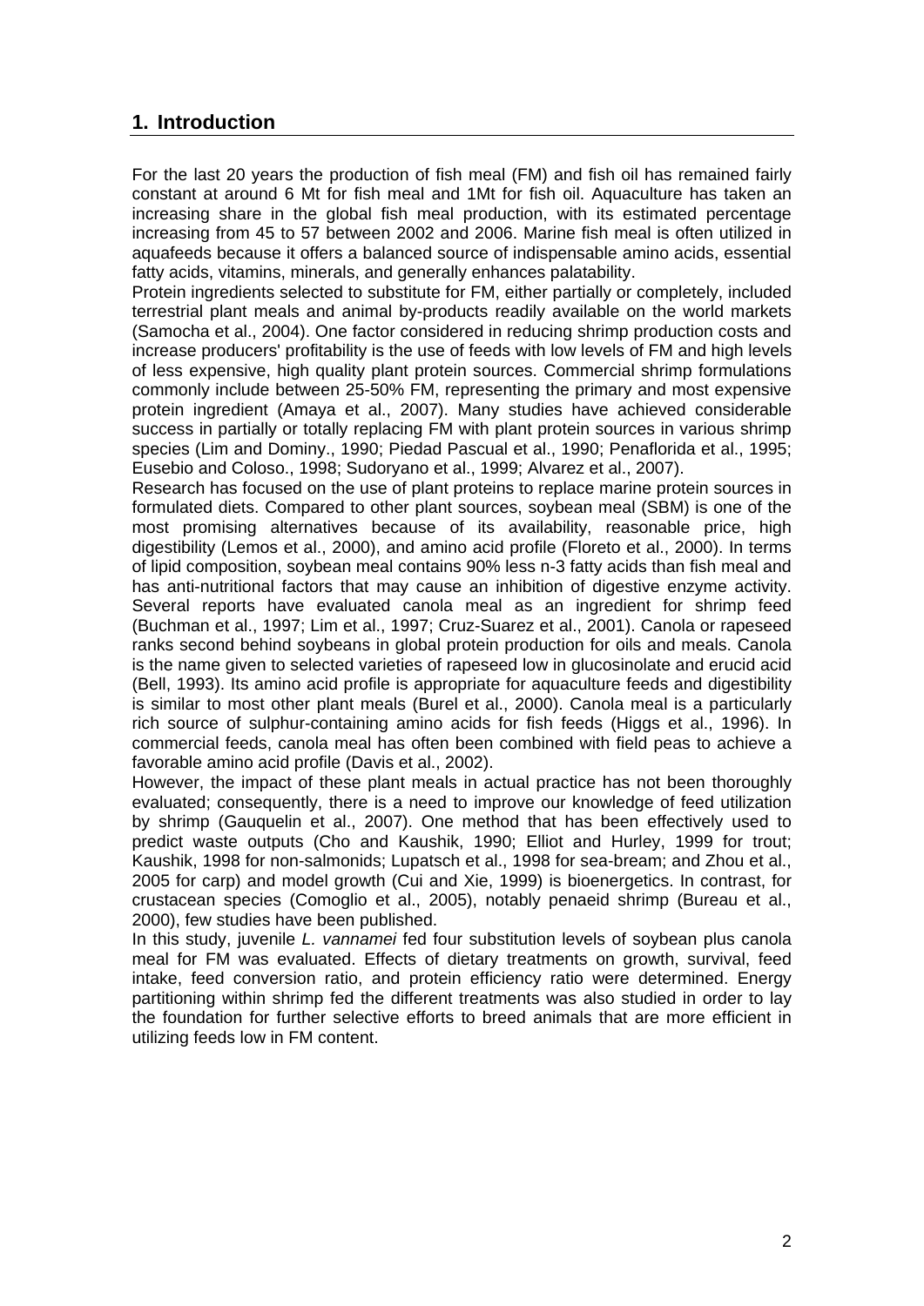## 1. Introduction

For the last 20 years the production of fish meal (FM) and fish oil has remained fairly constant at around 6 Mt for fish meal and 1Mt for fish oil. Aquaculture has taken an increasing share in the global fish meal production, with its estimated percentage increasing from 45 to 57 between 2002 and 2006. Marine fish meal is often utilized in aquafeeds because it offers a balanced source of indispensable amino acids, essential fatty acids, vitamins, minerals, and generally enhances palatability.

Protein ingredients selected to substitute for FM, either partially or completely, included terrestrial plant meals and animal by-products readily available on the world markets (Samocha et al., 2004). One factor considered in reducing shrimp production costs and increase producers' profitability is the use of feeds with low levels of FM and high levels of less expensive, high quality plant protein sources. Commercial shrimp formulations commonly include between 25-50% FM, representing the primary and most expensive protein ingredient (Amaya et al., 2007). Many studies have achieved considerable success in partially or totally replacing FM with plant protein sources in various shrimp species (Lim and Dominy., 1990; Piedad Pascual et al., 1990; Penaflorida et al., 1995; Eusebio and Coloso., 1998; Sudoryano et al., 1999; Alvarez et al., 2007).

Research has focused on the use of plant proteins to replace marine protein sources in formulated diets. Compared to other plant sources, soybean meal (SBM) is one of the most promising alternatives because of its availability, reasonable price, high digestibility (Lemos et al., 2000), and amino acid profile (Floreto et al., 2000). In terms of lipid composition, soybean meal contains 90% less n-3 fatty acids than fish meal and has anti-nutritional factors that may cause an inhibition of digestive enzyme activity. Several reports have evaluated canola meal as an ingredient for shrimp feed (Buchman et al., 1997; Lim et al., 1997; Cruz-Suarez et al., 2001). Canola or rapeseed ranks second behind soybeans in global protein production for oils and meals. Canola is the name given to selected varieties of rapeseed low in glucosinolate and erucid acid (Bell, 1993). Its amino acid profile is appropriate for aquaculture feeds and digestibility is similar to most other plant meals (Burel et al., 2000). Canola meal is a particularly rich source of sulphur-containing amino acids for fish feeds (Higgs et al., 1996). In commercial feeds, canola meal has often been combined with field peas to achieve a favorable amino acid profile (Davis et al., 2002).

However, the impact of these plant meals in actual practice has not been thoroughly evaluated; consequently, there is a need to improve our knowledge of feed utilization by shrimp (Gauquelin et al., 2007). One method that has been effectively used to predict waste outputs (Cho and Kaushik, 1990; Elliot and Hurley, 1999 for trout; Kaushik, 1998 for non-salmonids; Lupatsch et al., 1998 for sea-bream; and Zhou et al., 2005 for carp) and model growth (Cui and Xie, 1999) is bioenergetics. In contrast, for crustacean species (Comoglio et al., 2005), notably penaeid shrimp (Bureau et al., 2000), few studies have been published.

In this study, juvenile *L. vannamei* fed four substitution levels of soybean plus canola meal for FM was evaluated. Effects of dietary treatments on growth, survival, feed intake, feed conversion ratio, and protein efficiency ratio were determined. Energy partitioning within shrimp fed the different treatments was also studied in order to lay the foundation for further selective efforts to breed animals that are more efficient in utilizing feeds low in FM content.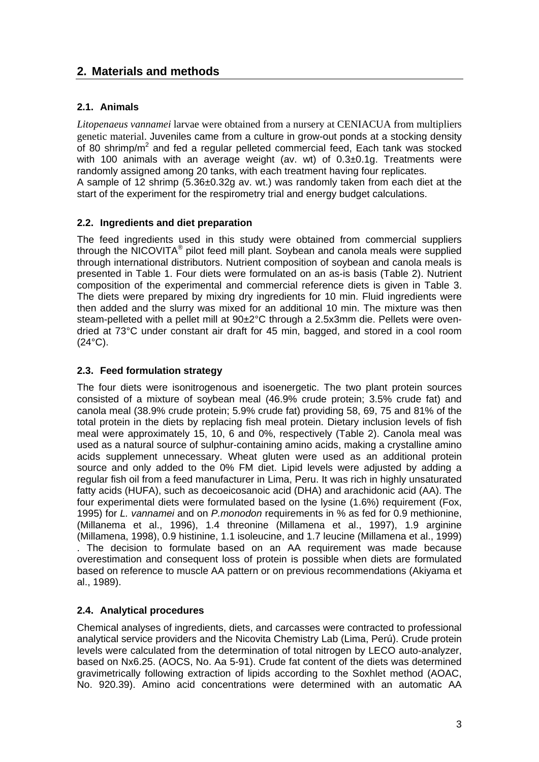## 2. Materials and methods

### 2.1. Animals

*Litopenaeus vannamei* larvae were obtained from a nursery at CENIACUA from multipliers genetic material. Juveniles came from a culture in grow-out ponds at a stocking density of 80 shrimp/$m^2$ and fed a regular pelleted commercial feed, Each tank was stocked with 100 animals with an average weight (av. wt) of 0.3±0.1g. Treatments were randomly assigned among 20 tanks, with each treatment having four replicates.
A sample of 12 shrimp (5.36±0.32g av. wt.) was randomly taken from each diet at the start of the experiment for the respirometry trial and energy budget calculations.

### 2.2. Ingredients and diet preparation

The feed ingredients used in this study were obtained from commercial suppliers through the NICOVITA® pilot feed mill plant. Soybean and canola meals were supplied through international distributors. Nutrient composition of soybean and canola meals is presented in Table 1. Four diets were formulated on an as-is basis (Table 2). Nutrient composition of the experimental and commercial reference diets is given in Table 3. The diets were prepared by mixing dry ingredients for 10 min. Fluid ingredients were then added and the slurry was mixed for an additional 10 min. The mixture was then steam-pelleted with a pellet mill at 90±2°C through a 2.5x3mm die. Pellets were oven-dried at 73°C under constant air draft for 45 min, bagged, and stored in a cool room (24°C).

### 2.3. Feed formulation strategy

The four diets were isonitrogenous and isoenergetic. The two plant protein sources consisted of a mixture of soybean meal (46.9% crude protein; 3.5% crude fat) and canola meal (38.9% crude protein; 5.9% crude fat) providing 58, 69, 75 and 81% of the total protein in the diets by replacing fish meal protein. Dietary inclusion levels of fish meal were approximately 15, 10, 6 and 0%, respectively (Table 2). Canola meal was used as a natural source of sulphur-containing amino acids, making a crystalline amino acids supplement unnecessary. Wheat gluten were used as an additional protein source and only added to the 0% FM diet. Lipid levels were adjusted by adding a regular fish oil from a feed manufacturer in Lima, Peru. It was rich in highly unsaturated fatty acids (HUFA), such as decoeicosanoic acid (DHA) and arachidonic acid (AA). The four experimental diets were formulated based on the lysine (1.6%) requirement (Fox, 1995) for *L. vannamei* and on *P.monodon* requirements in % as fed for 0.9 methionine, (Millanema et al., 1996), 1.4 threonine (Millamena et al., 1997), 1.9 arginine (Millamena, 1998), 0.9 histinine, 1.1 isoleucine, and 1.7 leucine (Millamena et al., 1999). The decision to formulate based on an AA requirement was made because overestimation and consequent loss of protein is possible when diets are formulated based on reference to muscle AA pattern or on previous recommendations (Akiyama et al., 1989).

### 2.4. Analytical procedures

Chemical analyses of ingredients, diets, and carcasses were contracted to professional analytical service providers and the Nicovita Chemistry Lab (Lima, Perú). Crude protein levels were calculated from the determination of total nitrogen by LECO auto-analyzer, based on Nx6.25. (AOCS, No. Aa 5-91). Crude fat content of the diets was determined gravimetrically following extraction of lipids according to the Soxhlet method (AOAC, No. 920.39). Amino acid concentrations were determined with an automatic AA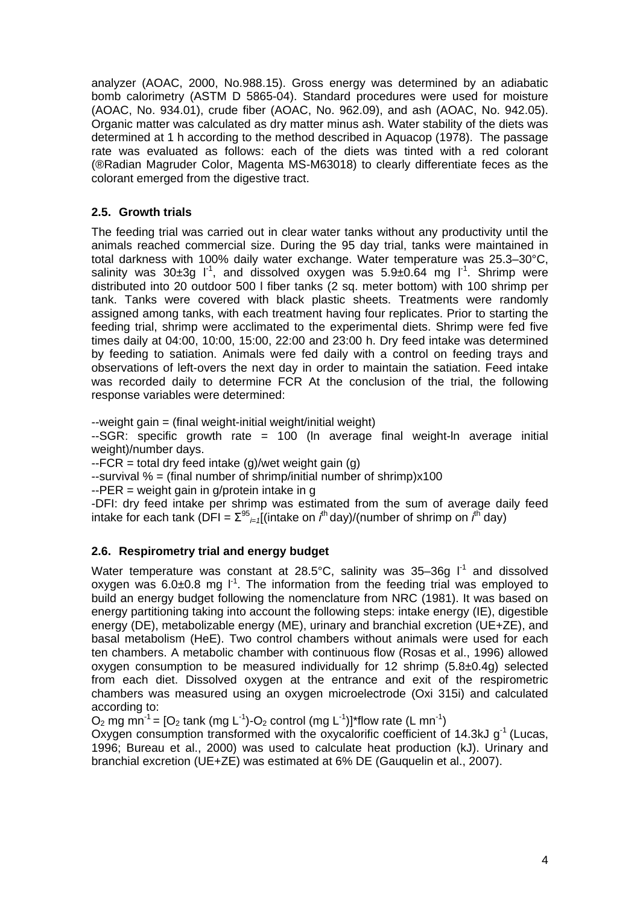analyzer (AOAC, 2000, No.988.15). Gross energy was determined by an adiabatic bomb calorimetry (ASTM D 5865-04). Standard procedures were used for moisture (AOAC, No. 934.01), crude fiber (AOAC, No. 962.09), and ash (AOAC, No. 942.05). Organic matter was calculated as dry matter minus ash. Water stability of the diets was determined at 1 h according to the method described in Aquacop (1978). The passage rate was evaluated as follows: each of the diets was tinted with a red colorant (®Radian Magruder Color, Magenta MS-M63018) to clearly differentiate feces as the colorant emerged from the digestive tract.

### 2.5. Growth trials

The feeding trial was carried out in clear water tanks without any productivity until the animals reached commercial size. During the 95 day trial, tanks were maintained in total darkness with 100% daily water exchange. Water temperature was 25.3–30°C, salinity was 30±3g $l^{-1}$, and dissolved oxygen was 5.9±0.64 mg $l^{-1}$. Shrimp were distributed into 20 outdoor 500 l fiber tanks (2 sq. meter bottom) with 100 shrimp per tank. Tanks were covered with black plastic sheets. Treatments were randomly assigned among tanks, with each treatment having four replicates. Prior to starting the feeding trial, shrimp were acclimated to the experimental diets. Shrimp were fed five times daily at 04:00, 10:00, 15:00, 22:00 and 23:00 h. Dry feed intake was determined by feeding to satiation. Animals were fed daily with a control on feeding trays and observations of left-overs the next day in order to maintain the satiation. Feed intake was recorded daily to determine FCR At the conclusion of the trial, the following response variables were determined:

--weight gain = (final weight-initial weight/initial weight)

--SGR: specific growth rate = 100 (ln average final weight-ln average initial weight)/number days.

--FCR = total dry feed intake (g)/wet weight gain (g)

--survival % = (final number of shrimp/initial number of shrimp)x100

--PER = weight gain in g/protein intake in g

-DFI: dry feed intake per shrimp was estimated from the sum of average daily feed intake for each tank (DFI = $\Sigma^{95}_{i=1}$[(intake on $i^{th}$ day)/(number of shrimp on $i^{th}$ day)

### 2.6. Respirometry trial and energy budget

Water temperature was constant at 28.5°C, salinity was 35–36g $l^{-1}$ and dissolved oxygen was 6.0±0.8 mg $l^{-1}$. The information from the feeding trial was employed to build an energy budget following the nomenclature from NRC (1981). It was based on energy partitioning taking into account the following steps: intake energy (IE), digestible energy (DE), metabolizable energy (ME), urinary and branchial excretion (UE+ZE), and basal metabolism (HeE). Two control chambers without animals were used for each ten chambers. A metabolic chamber with continuous flow (Rosas et al., 1996) allowed oxygen consumption to be measured individually for 12 shrimp (5.8±0.4g) selected from each diet. Dissolved oxygen at the entrance and exit of the respirometric chambers was measured using an oxygen microelectrode (Oxi 315i) and calculated according to:

$O_2$ mg $mn^{-1}$ = [$O_2$ tank (mg $L^{-1}$)-$O_2$ control (mg $L^{-1}$)]*flow rate (L $mn^{-1}$)

Oxygen consumption transformed with the oxycalorific coefficient of 14.3kJ $g^{-1}$ (Lucas, 1996; Bureau et al., 2000) was used to calculate heat production (kJ). Urinary and branchial excretion (UE+ZE) was estimated at 6% DE (Gauquelin et al., 2007).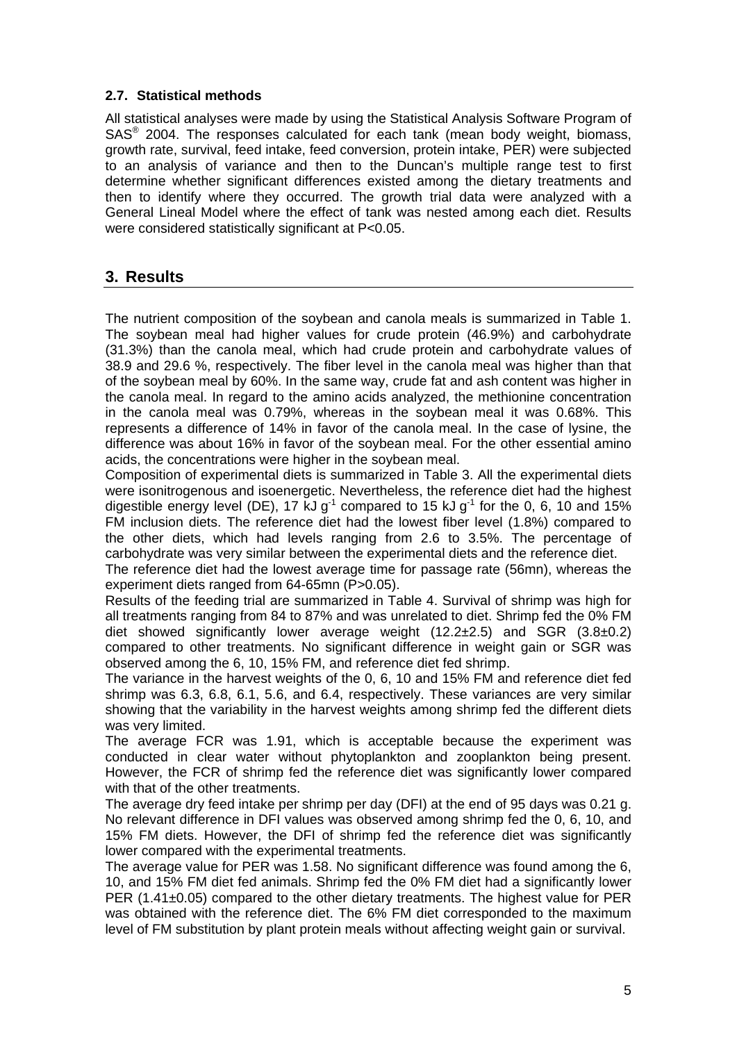### 2.7. Statistical methods

All statistical analyses were made by using the Statistical Analysis Software Program of SAS® 2004. The responses calculated for each tank (mean body weight, biomass, growth rate, survival, feed intake, feed conversion, protein intake, PER) were subjected to an analysis of variance and then to the Duncan's multiple range test to first determine whether significant differences existed among the dietary treatments and then to identify where they occurred. The growth trial data were analyzed with a General Lineal Model where the effect of tank was nested among each diet. Results were considered statistically significant at $P<0.05$.

## 3. Results

The nutrient composition of the soybean and canola meals is summarized in Table 1. The soybean meal had higher values for crude protein (46.9%) and carbohydrate (31.3%) than the canola meal, which had crude protein and carbohydrate values of 38.9 and 29.6 %, respectively. The fiber level in the canola meal was higher than that of the soybean meal by 60%. In the same way, crude fat and ash content was higher in the canola meal. In regard to the amino acids analyzed, the methionine concentration in the canola meal was 0.79%, whereas in the soybean meal it was 0.68%. This represents a difference of 14% in favor of the canola meal. In the case of lysine, the difference was about 16% in favor of the soybean meal. For the other essential amino acids, the concentrations were higher in the soybean meal.

Composition of experimental diets is summarized in Table 3. All the experimental diets were isonitrogenous and isoenergetic. Nevertheless, the reference diet had the highest digestible energy level (DE), 17 kJ $g^{-1}$ compared to 15 kJ $g^{-1}$ for the 0, 6, 10 and 15% FM inclusion diets. The reference diet had the lowest fiber level (1.8%) compared to the other diets, which had levels ranging from 2.6 to 3.5%. The percentage of carbohydrate was very similar between the experimental diets and the reference diet.

The reference diet had the lowest average time for passage rate (56mn), whereas the experiment diets ranged from 64-65mn ($P>0.05$).

Results of the feeding trial are summarized in Table 4. Survival of shrimp was high for all treatments ranging from 84 to 87% and was unrelated to diet. Shrimp fed the 0% FM diet showed significantly lower average weight (12.2±2.5) and SGR (3.8±0.2) compared to other treatments. No significant difference in weight gain or SGR was observed among the 6, 10, 15% FM, and reference diet fed shrimp.

The variance in the harvest weights of the 0, 6, 10 and 15% FM and reference diet fed shrimp was 6.3, 6.8, 6.1, 5.6, and 6.4, respectively. These variances are very similar showing that the variability in the harvest weights among shrimp fed the different diets was very limited.

The average FCR was 1.91, which is acceptable because the experiment was conducted in clear water without phytoplankton and zooplankton being present. However, the FCR of shrimp fed the reference diet was significantly lower compared with that of the other treatments.

The average dry feed intake per shrimp per day (DFI) at the end of 95 days was 0.21 g. No relevant difference in DFI values was observed among shrimp fed the 0, 6, 10, and 15% FM diets. However, the DFI of shrimp fed the reference diet was significantly lower compared with the experimental treatments.

The average value for PER was 1.58. No significant difference was found among the 6, 10, and 15% FM diet fed animals. Shrimp fed the 0% FM diet had a significantly lower PER (1.41±0.05) compared to the other dietary treatments. The highest value for PER was obtained with the reference diet. The 6% FM diet corresponded to the maximum level of FM substitution by plant protein meals without affecting weight gain or survival.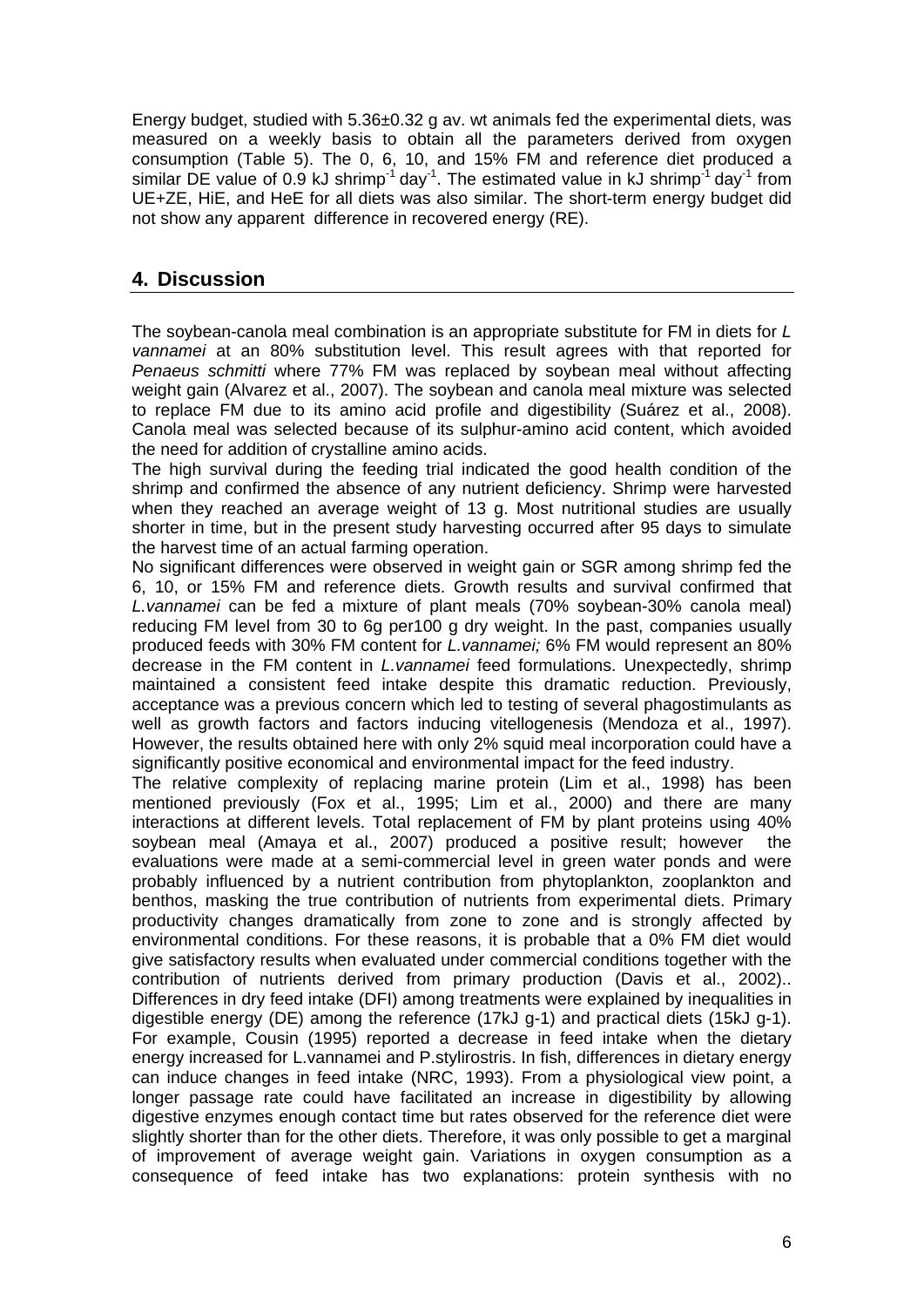Energy budget, studied with 5.36±0.32 g av. wt animals fed the experimental diets, was measured on a weekly basis to obtain all the parameters derived from oxygen consumption (Table 5). The 0, 6, 10, and 15% FM and reference diet produced a similar DE value of 0.9 kJ shrimp$^{-1}$ day$^{-1}$. The estimated value in kJ shrimp$^{-1}$ day$^{-1}$ from UE+ZE, HiE, and HeE for all diets was also similar. The short-term energy budget did not show any apparent difference in recovered energy (RE).

## 4. Discussion

The soybean-canola meal combination is an appropriate substitute for FM in diets for *L vannamei* at an 80% substitution level. This result agrees with that reported for *Penaeus schmitti* where 77% FM was replaced by soybean meal without affecting weight gain (Alvarez et al., 2007). The soybean and canola meal mixture was selected to replace FM due to its amino acid profile and digestibility (Suárez et al., 2008). Canola meal was selected because of its sulphur-amino acid content, which avoided the need for addition of crystalline amino acids.

The high survival during the feeding trial indicated the good health condition of the shrimp and confirmed the absence of any nutrient deficiency. Shrimp were harvested when they reached an average weight of 13 g. Most nutritional studies are usually shorter in time, but in the present study harvesting occurred after 95 days to simulate the harvest time of an actual farming operation.

No significant differences were observed in weight gain or SGR among shrimp fed the 6, 10, or 15% FM and reference diets. Growth results and survival confirmed that *L.vannamei* can be fed a mixture of plant meals (70% soybean-30% canola meal) reducing FM level from 30 to 6g per100 g dry weight. In the past, companies usually produced feeds with 30% FM content for *L.vannamei;* 6% FM would represent an 80% decrease in the FM content in *L.vannamei* feed formulations. Unexpectedly, shrimp maintained a consistent feed intake despite this dramatic reduction. Previously, acceptance was a previous concern which led to testing of several phagostimulants as well as growth factors and factors inducing vitellogenesis (Mendoza et al., 1997). However, the results obtained here with only 2% squid meal incorporation could have a significantly positive economical and environmental impact for the feed industry.

The relative complexity of replacing marine protein (Lim et al., 1998) has been mentioned previously (Fox et al., 1995; Lim et al., 2000) and there are many interactions at different levels. Total replacement of FM by plant proteins using 40% soybean meal (Amaya et al., 2007) produced a positive result; however the evaluations were made at a semi-commercial level in green water ponds and were probably influenced by a nutrient contribution from phytoplankton, zooplankton and benthos, masking the true contribution of nutrients from experimental diets. Primary productivity changes dramatically from zone to zone and is strongly affected by environmental conditions. For these reasons, it is probable that a 0% FM diet would give satisfactory results when evaluated under commercial conditions together with the contribution of nutrients derived from primary production (Davis et al., 2002)..

Differences in dry feed intake (DFI) among treatments were explained by inequalities in digestible energy (DE) among the reference (17kJ g-1) and practical diets (15kJ g-1). For example, Cousin (1995) reported a decrease in feed intake when the dietary energy increased for L.vannamei and P.stylirostris. In fish, differences in dietary energy can induce changes in feed intake (NRC, 1993). From a physiological view point, a longer passage rate could have facilitated an increase in digestibility by allowing digestive enzymes enough contact time but rates observed for the reference diet were slightly shorter than for the other diets. Therefore, it was only possible to get a marginal of improvement of average weight gain. Variations in oxygen consumption as a consequence of feed intake has two explanations: protein synthesis with no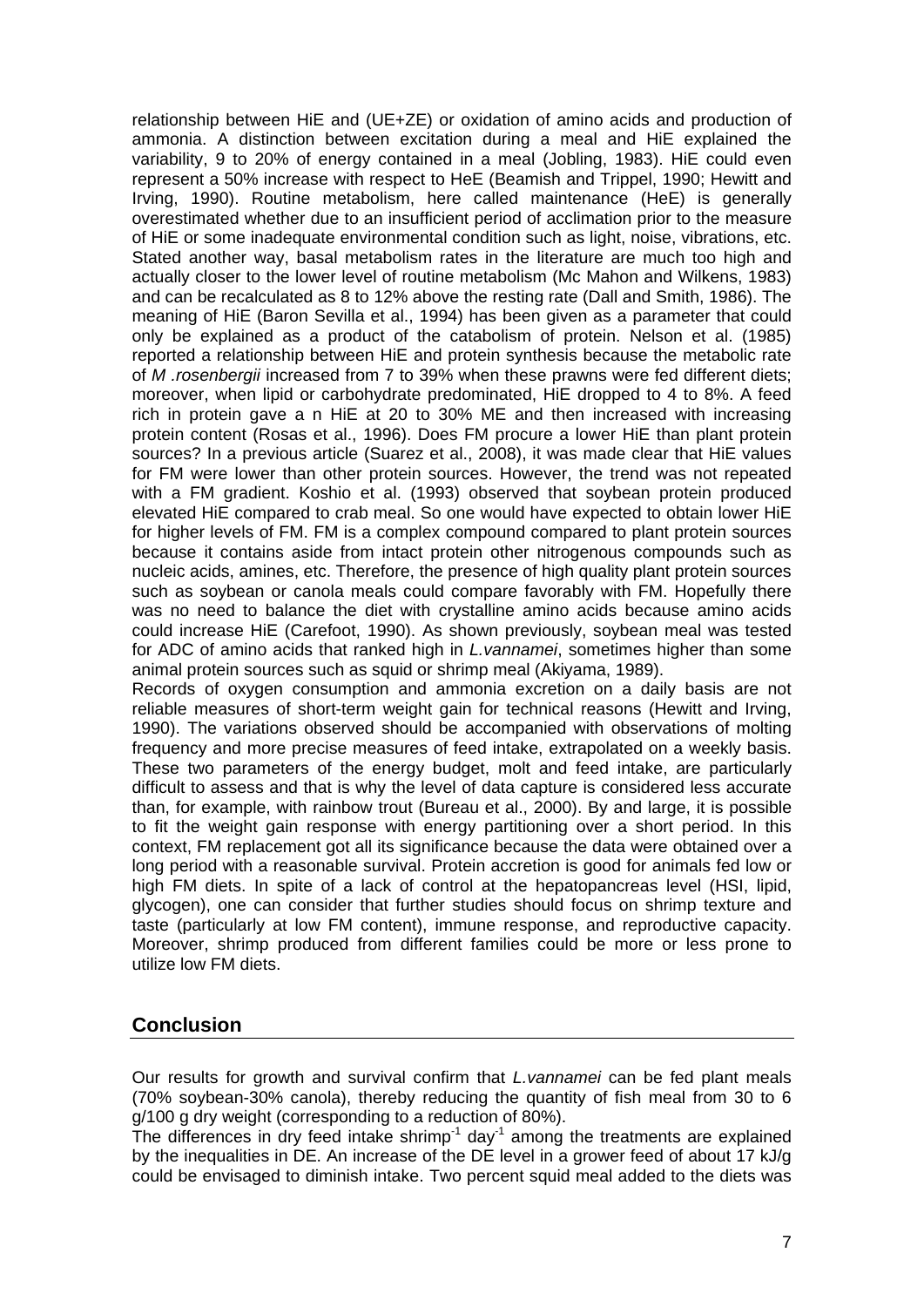relationship between HiE and (UE+ZE) or oxidation of amino acids and production of ammonia. A distinction between excitation during a meal and HiE explained the variability, 9 to 20% of energy contained in a meal (Jobling, 1983). HiE could even represent a 50% increase with respect to HeE (Beamish and Trippel, 1990; Hewitt and Irving, 1990). Routine metabolism, here called maintenance (HeE) is generally overestimated whether due to an insufficient period of acclimation prior to the measure of HiE or some inadequate environmental condition such as light, noise, vibrations, etc. Stated another way, basal metabolism rates in the literature are much too high and actually closer to the lower level of routine metabolism (Mc Mahon and Wilkens, 1983) and can be recalculated as 8 to 12% above the resting rate (Dall and Smith, 1986). The meaning of HiE (Baron Sevilla et al., 1994) has been given as a parameter that could only be explained as a product of the catabolism of protein. Nelson et al. (1985) reported a relationship between HiE and protein synthesis because the metabolic rate of *M .rosenbergii* increased from 7 to 39% when these prawns were fed different diets; moreover, when lipid or carbohydrate predominated, HiE dropped to 4 to 8%. A feed rich in protein gave a n HiE at 20 to 30% ME and then increased with increasing protein content (Rosas et al., 1996). Does FM procure a lower HiE than plant protein sources? In a previous article (Suarez et al., 2008), it was made clear that HiE values for FM were lower than other protein sources. However, the trend was not repeated with a FM gradient. Koshio et al. (1993) observed that soybean protein produced elevated HiE compared to crab meal. So one would have expected to obtain lower HiE for higher levels of FM. FM is a complex compound compared to plant protein sources because it contains aside from intact protein other nitrogenous compounds such as nucleic acids, amines, etc. Therefore, the presence of high quality plant protein sources such as soybean or canola meals could compare favorably with FM. Hopefully there was no need to balance the diet with crystalline amino acids because amino acids could increase HiE (Carefoot, 1990). As shown previously, soybean meal was tested for ADC of amino acids that ranked high in *L.vannamei*, sometimes higher than some animal protein sources such as squid or shrimp meal (Akiyama, 1989).

Records of oxygen consumption and ammonia excretion on a daily basis are not reliable measures of short-term weight gain for technical reasons (Hewitt and Irving, 1990). The variations observed should be accompanied with observations of molting frequency and more precise measures of feed intake, extrapolated on a weekly basis. These two parameters of the energy budget, molt and feed intake, are particularly difficult to assess and that is why the level of data capture is considered less accurate than, for example, with rainbow trout (Bureau et al., 2000). By and large, it is possible to fit the weight gain response with energy partitioning over a short period. In this context, FM replacement got all its significance because the data were obtained over a long period with a reasonable survival. Protein accretion is good for animals fed low or high FM diets. In spite of a lack of control at the hepatopancreas level (HSI, lipid, glycogen), one can consider that further studies should focus on shrimp texture and taste (particularly at low FM content), immune response, and reproductive capacity. Moreover, shrimp produced from different families could be more or less prone to utilize low FM diets.

## Conclusion

Our results for growth and survival confirm that *L.vannamei* can be fed plant meals (70% soybean-30% canola), thereby reducing the quantity of fish meal from 30 to 6 g/100 g dry weight (corresponding to a reduction of 80%).

The differences in dry feed intake shrimp$^{-1}$ day$^{-1}$ among the treatments are explained by the inequalities in DE. An increase of the DE level in a grower feed of about 17 kJ/g could be envisaged to diminish intake. Two percent squid meal added to the diets was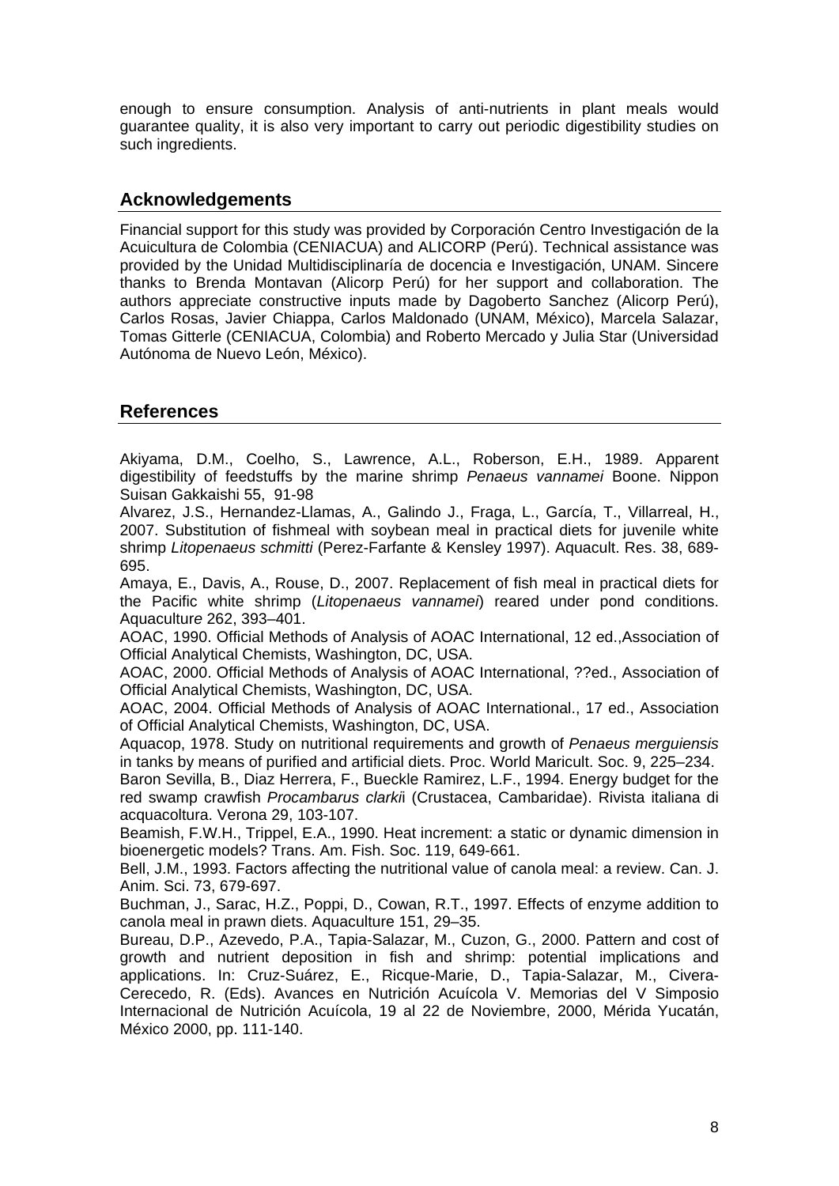enough to ensure consumption. Analysis of anti-nutrients in plant meals would guarantee quality, it is also very important to carry out periodic digestibility studies on such ingredients.

## Acknowledgements

Financial support for this study was provided by Corporación Centro Investigación de la Acuicultura de Colombia (CENIACUA) and ALICORP (Perú). Technical assistance was provided by the Unidad Multidisciplinaría de docencia e Investigación, UNAM. Sincere thanks to Brenda Montavan (Alicorp Perú) for her support and collaboration. The authors appreciate constructive inputs made by Dagoberto Sanchez (Alicorp Perú), Carlos Rosas, Javier Chiappa, Carlos Maldonado (UNAM, México), Marcela Salazar, Tomas Gitterle (CENIACUA, Colombia) and Roberto Mercado y Julia Star (Universidad Autónoma de Nuevo León, México).

## References

Akiyama, D.M., Coelho, S., Lawrence, A.L., Roberson, E.H., 1989. Apparent digestibility of feedstuffs by the marine shrimp *Penaeus vannamei* Boone. Nippon Suisan Gakkaishi 55, 91-98

Alvarez, J.S., Hernandez-Llamas, A., Galindo J., Fraga, L., García, T., Villarreal, H., 2007. Substitution of fishmeal with soybean meal in practical diets for juvenile white shrimp *Litopenaeus schmitti* (Perez-Farfante & Kensley 1997). Aquacult. Res. 38, 689-695.

Amaya, E., Davis, A., Rouse, D., 2007. Replacement of fish meal in practical diets for the Pacific white shrimp (*Litopenaeus vannamei*) reared under pond conditions. Aquaculture 262, 393–401.

AOAC, 1990. Official Methods of Analysis of AOAC International, 12 ed.,Association of Official Analytical Chemists, Washington, DC, USA.

AOAC, 2000. Official Methods of Analysis of AOAC International, ??ed., Association of Official Analytical Chemists, Washington, DC, USA.

AOAC, 2004. Official Methods of Analysis of AOAC International., 17 ed., Association of Official Analytical Chemists, Washington, DC, USA.

Aquacop, 1978. Study on nutritional requirements and growth of *Penaeus merguiensis* in tanks by means of purified and artificial diets. Proc. World Maricult. Soc. 9, 225–234.

Baron Sevilla, B., Diaz Herrera, F., Bueckle Ramirez, L.F., 1994. Energy budget for the red swamp crawfish *Procambarus clarki*i (Crustacea, Cambaridae). Rivista italiana di acquacoltura. Verona 29, 103-107.

Beamish, F.W.H., Trippel, E.A., 1990. Heat increment: a static or dynamic dimension in bioenergetic models? Trans. Am. Fish. Soc. 119, 649-661.

Bell, J.M., 1993. Factors affecting the nutritional value of canola meal: a review. Can. J. Anim. Sci. 73, 679-697.

Buchman, J., Sarac, H.Z., Poppi, D., Cowan, R.T., 1997. Effects of enzyme addition to canola meal in prawn diets. Aquaculture 151, 29–35.

Bureau, D.P., Azevedo, P.A., Tapia-Salazar, M., Cuzon, G., 2000. Pattern and cost of growth and nutrient deposition in fish and shrimp: potential implications and applications. In: Cruz-Suárez, E., Ricque-Marie, D., Tapia-Salazar, M., Civera-Cerecedo, R. (Eds). Avances en Nutrición Acuícola V. Memorias del V Simposio Internacional de Nutrición Acuícola, 19 al 22 de Noviembre, 2000, Mérida Yucatán, México 2000, pp. 111-140.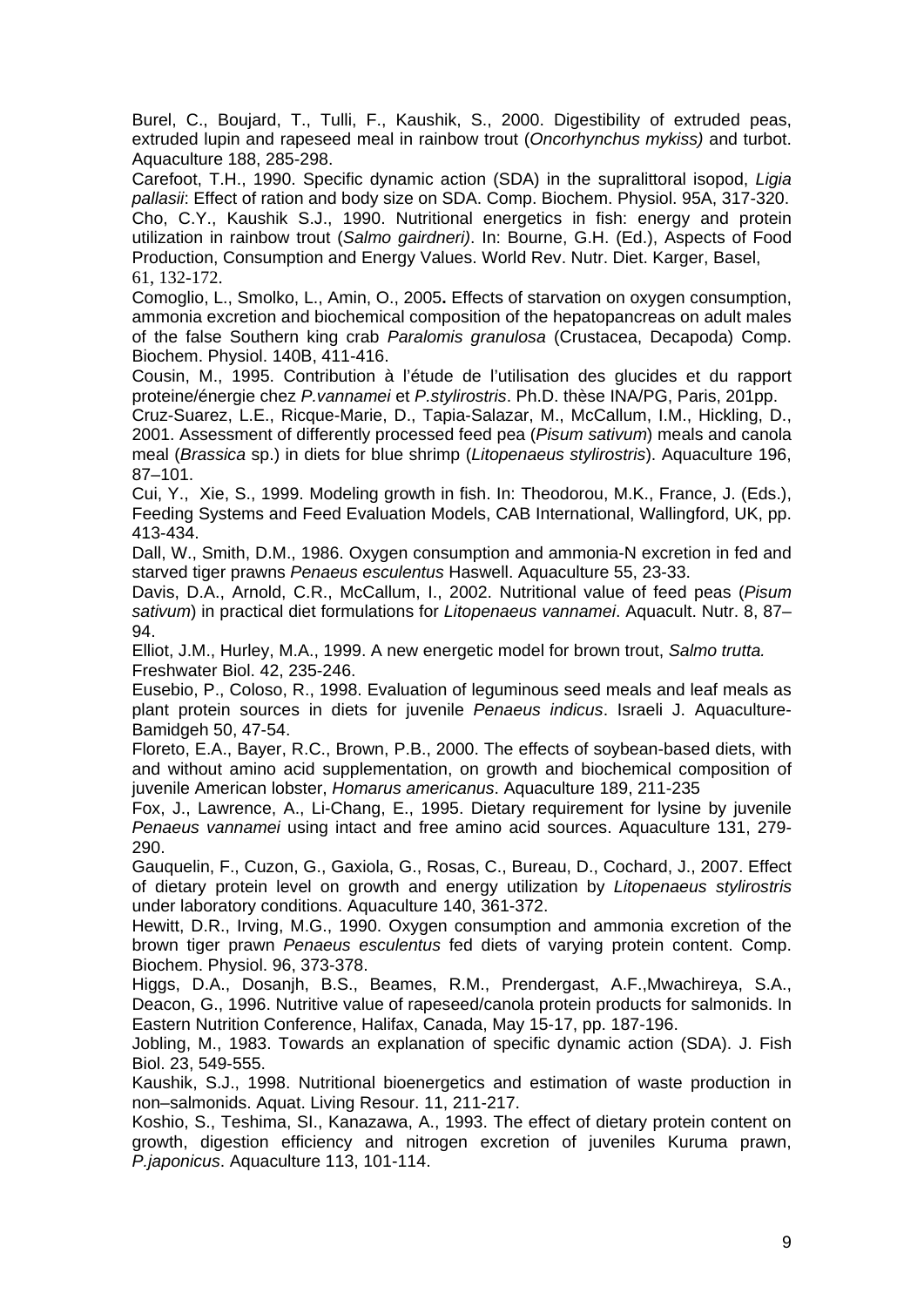Burel, C., Boujard, T., Tulli, F., Kaushik, S., 2000. Digestibility of extruded peas, extruded lupin and rapeseed meal in rainbow trout (*Oncorhynchus mykiss)* and turbot. Aquaculture 188, 285-298.

Carefoot, T.H., 1990. Specific dynamic action (SDA) in the supralittoral isopod, *Ligia pallasii*: Effect of ration and body size on SDA. Comp. Biochem. Physiol. 95A, 317-320.

Cho, C.Y., Kaushik S.J., 1990. Nutritional energetics in fish: energy and protein utilization in rainbow trout (*Salmo gairdneri)*. In: Bourne, G.H. (Ed.), Aspects of Food Production, Consumption and Energy Values. World Rev. Nutr. Diet. Karger, Basel, 61, 132-172.

Comoglio, L., Smolko, L., Amin, O., 2005**.** Effects of starvation on oxygen consumption, ammonia excretion and biochemical composition of the hepatopancreas on adult males of the false Southern king crab *Paralomis granulosa* (Crustacea, Decapoda) Comp. Biochem. Physiol. 140B, 411-416.

Cousin, M., 1995. Contribution à l'étude de l'utilisation des glucides et du rapport proteine/énergie chez *P.vannamei* et *P.stylirostris*. Ph.D. thèse INA/PG, Paris, 201pp.

Cruz-Suarez, L.E., Ricque-Marie, D., Tapia-Salazar, M., McCallum, I.M., Hickling, D., 2001. Assessment of differently processed feed pea (*Pisum sativum*) meals and canola meal (*Brassica* sp.) in diets for blue shrimp (*Litopenaeus stylirostris*). Aquaculture 196, 87–101.

Cui, Y., Xie, S., 1999. Modeling growth in fish. In: Theodorou, M.K., France, J. (Eds.), Feeding Systems and Feed Evaluation Models, CAB International, Wallingford, UK, pp. 413-434.

Dall, W., Smith, D.M., 1986. Oxygen consumption and ammonia-N excretion in fed and starved tiger prawns *Penaeus esculentus* Haswell. Aquaculture 55, 23-33.

Davis, D.A., Arnold, C.R., McCallum, I., 2002. Nutritional value of feed peas (*Pisum sativum*) in practical diet formulations for *Litopenaeus vannamei*. Aquacult. Nutr. 8, 87–94.

Elliot, J.M., Hurley, M.A., 1999. A new energetic model for brown trout, *Salmo trutta.* Freshwater Biol. 42, 235-246.

Eusebio, P., Coloso, R., 1998. Evaluation of leguminous seed meals and leaf meals as plant protein sources in diets for juvenile *Penaeus indicus*. Israeli J. Aquaculture-Bamidgeh 50, 47-54.

Floreto, E.A., Bayer, R.C., Brown, P.B., 2000. The effects of soybean-based diets, with and without amino acid supplementation, on growth and biochemical composition of juvenile American lobster, *Homarus americanus*. Aquaculture 189, 211-235

Fox, J., Lawrence, A., Li-Chang, E., 1995. Dietary requirement for lysine by juvenile *Penaeus vannamei* using intact and free amino acid sources. Aquaculture 131, 279-290.

Gauquelin, F., Cuzon, G., Gaxiola, G., Rosas, C., Bureau, D., Cochard, J., 2007. Effect of dietary protein level on growth and energy utilization by *Litopenaeus stylirostris* under laboratory conditions. Aquaculture 140, 361-372.

Hewitt, D.R., Irving, M.G., 1990. Oxygen consumption and ammonia excretion of the brown tiger prawn *Penaeus esculentus* fed diets of varying protein content. Comp. Biochem. Physiol. 96, 373-378.

Higgs, D.A., Dosanjh, B.S., Beames, R.M., Prendergast, A.F.,Mwachireya, S.A., Deacon, G., 1996. Nutritive value of rapeseed/canola protein products for salmonids. In Eastern Nutrition Conference, Halifax, Canada, May 15-17, pp. 187-196.

Jobling, M., 1983. Towards an explanation of specific dynamic action (SDA). J. Fish Biol. 23, 549-555.

Kaushik, S.J., 1998. Nutritional bioenergetics and estimation of waste production in non–salmonids. Aquat. Living Resour. 11, 211-217.

Koshio, S., Teshima, SI., Kanazawa, A., 1993. The effect of dietary protein content on growth, digestion efficiency and nitrogen excretion of juveniles Kuruma prawn, *P.japonicus*. Aquaculture 113, 101-114.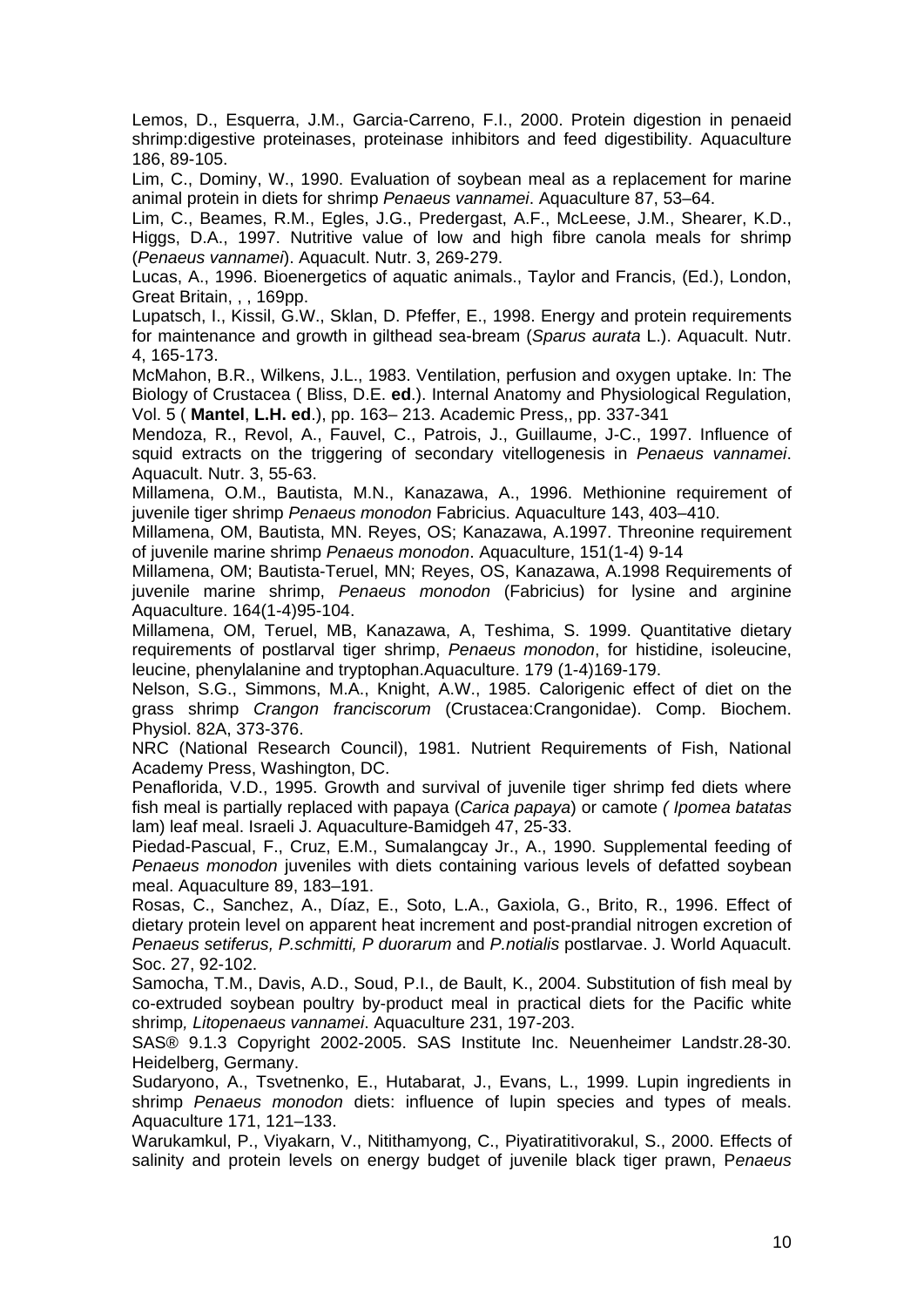Lemos, D., Esquerra, J.M., Garcia-Carreno, F.I., 2000. Protein digestion in penaeid shrimp:digestive proteinases, proteinase inhibitors and feed digestibility. Aquaculture 186, 89-105.

Lim, C., Dominy, W., 1990. Evaluation of soybean meal as a replacement for marine animal protein in diets for shrimp *Penaeus vannamei*. Aquaculture 87, 53–64.

Lim, C., Beames, R.M., Egles, J.G., Predergast, A.F., McLeese, J.M., Shearer, K.D., Higgs, D.A., 1997. Nutritive value of low and high fibre canola meals for shrimp (*Penaeus vannamei*). Aquacult. Nutr. 3, 269-279.

Lucas, A., 1996. Bioenergetics of aquatic animals., Taylor and Francis, (Ed.), London, Great Britain, , , 169pp.

Lupatsch, I., Kissil, G.W., Sklan, D. Pfeffer, E., 1998. Energy and protein requirements for maintenance and growth in gilthead sea-bream (*Sparus aurata* L.). Aquacult. Nutr. 4, 165-173.

McMahon, B.R., Wilkens, J.L., 1983. Ventilation, perfusion and oxygen uptake. In: The Biology of Crustacea ( Bliss, D.E. **ed**.). Internal Anatomy and Physiological Regulation, Vol. 5 ( **Mantel**, **L.H. ed**.), pp. 163– 213. Academic Press,, pp. 337-341

Mendoza, R., Revol, A., Fauvel, C., Patrois, J., Guillaume, J-C., 1997. Influence of squid extracts on the triggering of secondary vitellogenesis in *Penaeus vannamei*. Aquacult. Nutr. 3, 55-63.

Millamena, O.M., Bautista, M.N., Kanazawa, A., 1996. Methionine requirement of juvenile tiger shrimp *Penaeus monodon* Fabricius. Aquaculture 143, 403–410.

Millamena, OM, Bautista, MN. Reyes, OS; Kanazawa, A.1997. Threonine requirement of juvenile marine shrimp *Penaeus monodon*. Aquaculture, 151(1-4) 9-14

Millamena, OM; Bautista-Teruel, MN; Reyes, OS, Kanazawa, A.1998 Requirements of juvenile marine shrimp, *Penaeus monodon* (Fabricius) for lysine and arginine Aquaculture. 164(1-4)95-104.

Millamena, OM, Teruel, MB, Kanazawa, A, Teshima, S. 1999. Quantitative dietary requirements of postlarval tiger shrimp, *Penaeus monodon*, for histidine, isoleucine, leucine, phenylalanine and tryptophan.Aquaculture. 179 (1-4)169-179.

Nelson, S.G., Simmons, M.A., Knight, A.W., 1985. Calorigenic effect of diet on the grass shrimp *Crangon franciscorum* (Crustacea:Crangonidae). Comp. Biochem. Physiol. 82A, 373-376.

NRC (National Research Council), 1981. Nutrient Requirements of Fish, National Academy Press, Washington, DC.

Penaflorida, V.D., 1995. Growth and survival of juvenile tiger shrimp fed diets where fish meal is partially replaced with papaya (*Carica papaya*) or camote *( Ipomea batatas* lam) leaf meal. Israeli J. Aquaculture-Bamidgeh 47, 25-33.

Piedad-Pascual, F., Cruz, E.M., Sumalangcay Jr., A., 1990. Supplemental feeding of *Penaeus monodon* juveniles with diets containing various levels of defatted soybean meal. Aquaculture 89, 183–191.

Rosas, C., Sanchez, A., Díaz, E., Soto, L.A., Gaxiola, G., Brito, R., 1996. Effect of dietary protein level on apparent heat increment and post-prandial nitrogen excretion of *Penaeus setiferus, P.schmitti, P duorarum* and *P.notialis* postlarvae. J. World Aquacult. Soc. 27, 92-102.

Samocha, T.M., Davis, A.D., Soud, P.I., de Bault, K., 2004. Substitution of fish meal by co-extruded soybean poultry by-product meal in practical diets for the Pacific white shrimp*, Litopenaeus vannamei*. Aquaculture 231, 197-203.

SAS® 9.1.3 Copyright 2002-2005. SAS Institute Inc. Neuenheimer Landstr.28-30. Heidelberg, Germany.

Sudaryono, A., Tsvetnenko, E., Hutabarat, J., Evans, L., 1999. Lupin ingredients in shrimp *Penaeus monodon* diets: influence of lupin species and types of meals. Aquaculture 171, 121–133.

Warukamkul, P., Viyakarn, V., Nitithamyong, C., Piyatiratitivorakul, S., 2000. Effects of salinity and protein levels on energy budget of juvenile black tiger prawn, P*enaeus*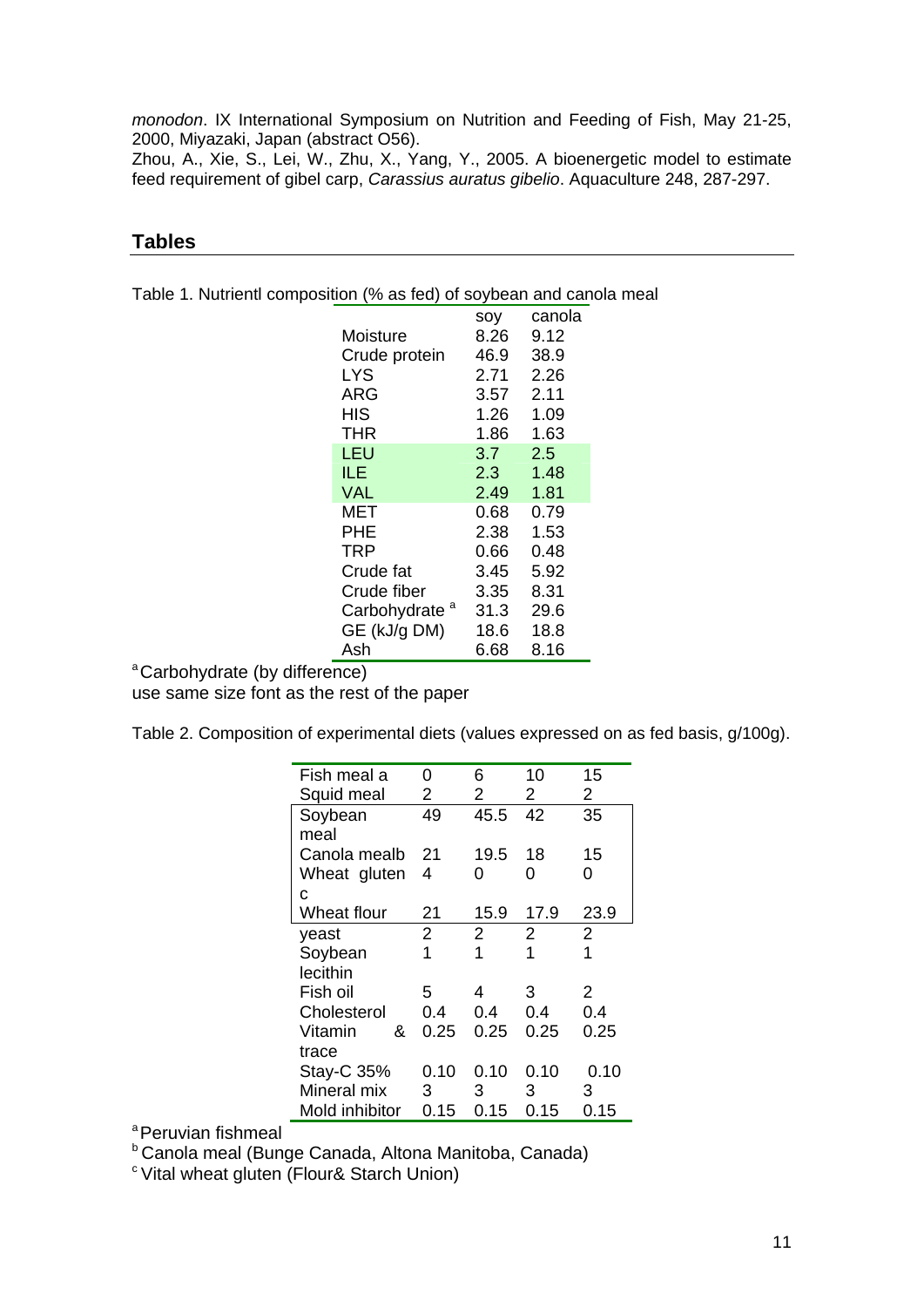*monodon*. IX International Symposium on Nutrition and Feeding of Fish, May 21-25, 2000, Miyazaki, Japan (abstract O56).
Zhou, A., Xie, S., Lei, W., Zhu, X., Yang, Y., 2005. A bioenergetic model to estimate feed requirement of gibel carp, *Carassius auratus gibelio*. Aquaculture 248, 287-297.

## Tables

Table 1. Nutrientl composition (% as fed) of soybean and canola meal

| | soy | canola |
|---|---|---|
| Moisture | 8.26 | 9.12 |
| Crude protein | 46.9 | 38.9 |
| LYS | 2.71 | 2.26 |
| ARG | 3.57 | 2.11 |
| HIS | 1.26 | 1.09 |
| THR | 1.86 | 1.63 |
| LEU | 3.7 | 2.5 |
| ILE | 2.3 | 1.48 |
| VAL | 2.49 | 1.81 |
| MET | 0.68 | 0.79 |
| PHE | 2.38 | 1.53 |
| TRP | 0.66 | 0.48 |
| Crude fat | 3.45 | 5.92 |
| Crude fiber | 3.35 | 8.31 |
| Carbohydrate [a] | 31.3 | 29.6 |
| GE (kJ/g DM) | 18.6 | 18.8 |
| Ash | 6.68 | 8.16 |

[a] Carbohydrate (by difference)
use same size font as the rest of the paper

Table 2. Composition of experimental diets (values expressed on as fed basis, g/100g).

| Fish meal a | 0 | 6 | 10 | 15 |
|---|---|---|---|---|
| Squid meal | 2 | 2 | 2 | 2 |
| Soybean meal | 49 | 45.5 | 42 | 35 |
| Canola mealb | 21 | 19.5 | 18 | 15 |
| Wheat gluten c | 4 | 0 | 0 | 0 |
| Wheat flour | 21 | 15.9 | 17.9 | 23.9 |
| yeast | 2 | 2 | 2 | 2 |
| Soybean lecithin | 1 | 1 | 1 | 1 |
| Fish oil | 5 | 4 | 3 | 2 |
| Cholesterol | 0.4 | 0.4 | 0.4 | 0.4 |
| Vitamin & trace | 0.25 | 0.25 | 0.25 | 0.25 |
| Stay-C 35% | 0.10 | 0.10 | 0.10 | 0.10 |
| Mineral mix | 3 | 3 | 3 | 3 |
| Mold inhibitor | 0.15 | 0.15 | 0.15 | 0.15 |

[a] Peruvian fishmeal
[b] Canola meal (Bunge Canada, Altona Manitoba, Canada)
[c] Vital wheat gluten (Flour& Starch Union)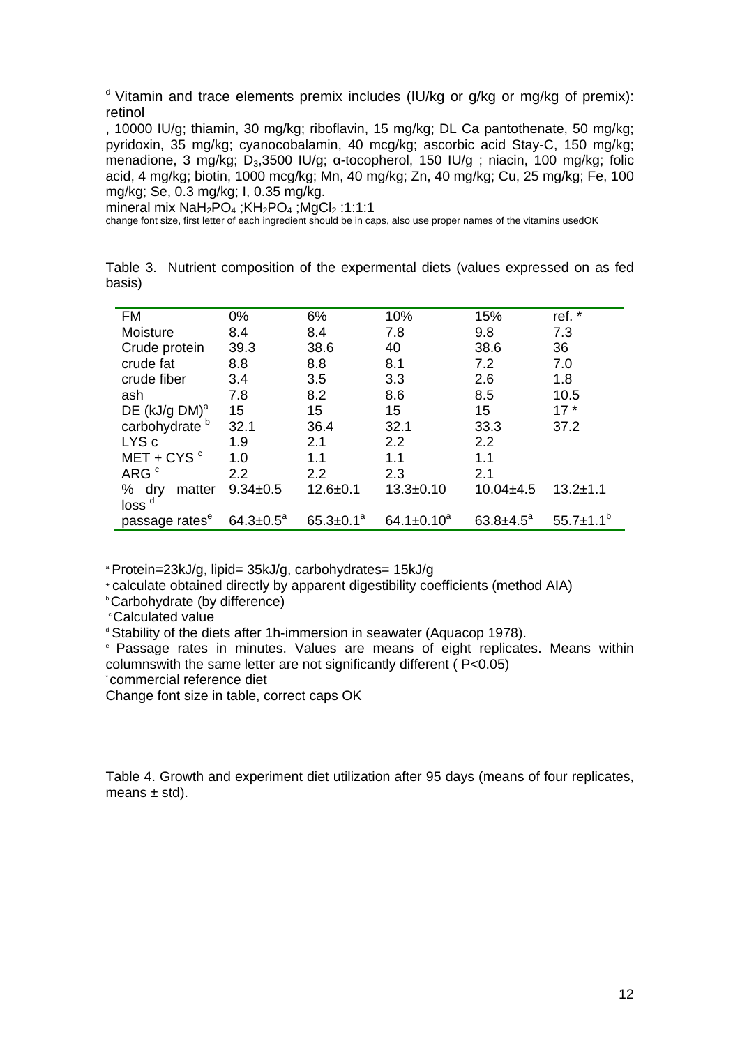[d] Vitamin and trace elements premix includes (IU/kg or g/kg or mg/kg of premix): retinol

, 10000 IU/g; thiamin, 30 mg/kg; riboflavin, 15 mg/kg; DL Ca pantothenate, 50 mg/kg; pyridoxin, 35 mg/kg; cyanocobalamin, 40 mcg/kg; ascorbic acid Stay-C, 150 mg/kg; menadione, 3 mg/kg; $D_3$,3500 IU/g; α-tocopherol, 150 IU/g ; niacin, 100 mg/kg; folic acid, 4 mg/kg; biotin, 1000 mcg/kg; Mn, 40 mg/kg; Zn, 40 mg/kg; Cu, 25 mg/kg; Fe, 100 mg/kg; Se, 0.3 mg/kg; I, 0.35 mg/kg.

mineral mix $NaH_2PO_4$ ;$KH_2PO_4$ ;$MgCl_2$ :1:1:1

change font size, first letter of each ingredient should be in caps, also use proper names of the vitamins usedOK

Table 3. Nutrient composition of the expermental diets (values expressed on as fed basis)

| FM | 0% | 6% | 10% | 15% | ref. * |
|---|---|---|---|---|---|
| Moisture | 8.4 | 8.4 | 7.8 | 9.8 | 7.3 |
| Crude protein | 39.3 | 38.6 | 40 | 38.6 | 36 |
| crude fat | 8.8 | 8.8 | 8.1 | 7.2 | 7.0 |
| crude fiber | 3.4 | 3.5 | 3.3 | 2.6 | 1.8 |
| ash | 7.8 | 8.2 | 8.6 | 8.5 | 10.5 |
| DE (kJ/g DM)[a] | 15 | 15 | 15 | 15 | 17 * |
| carbohydrate [b] | 32.1 | 36.4 | 32.1 | 33.3 | 37.2 |
| LYS c | 1.9 | 2.1 | 2.2 | 2.2 | |
| MET + CYS [c] | 1.0 | 1.1 | 1.1 | 1.1 | |
| ARG [c] | 2.2 | 2.2 | 2.3 | 2.1 | |
| % dry matter loss [d] | 9.34±0.5 | 12.6±0.1 | 13.3±0.10 | 10.04±4.5 | 13.2±1.1 |
| passage rates[e] | 64.3±0.5[a] | 65.3±0.1[a] | 64.1±0.10[a] | 63.8±4.5[a] | 55.7±1.1[b] |

[a] Protein=23kJ/g, lipid= 35kJ/g, carbohydrates= 15kJ/g

* calculate obtained directly by apparent digestibility coefficients (method AIA)

[b] Carbohydrate (by difference)

[c] Calculated value

[d] Stability of the diets after 1h-immersion in seawater (Aquacop 1978).

[e] Passage rates in minutes. Values are means of eight replicates. Means within columnswith the same letter are not significantly different ( P<0.05)

* commercial reference diet

Change font size in table, correct caps OK

Table 4. Growth and experiment diet utilization after 95 days (means of four replicates, means ± std).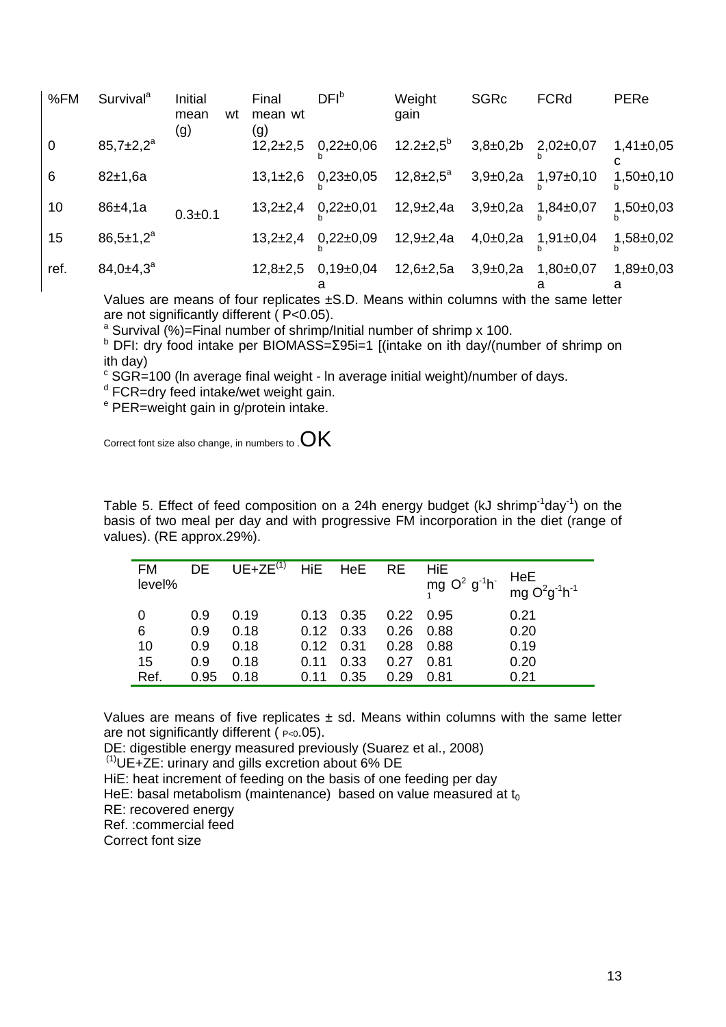| %FM | Survival[a] | Initial mean wt (g) | Final mean wt (g) | DFI[b] | Weight gain | SGRc | FCRd | PERe |
|---|---|---|---|---|---|---|---|---|
| 0 | 85,7±2,2[a] | | 12,2±2,5 | 0,22±0,06 b | 12.2±2,5[b] | 3,8±0,2b | 2,02±0,07 b | 1,41±0,05 c |
| 6 | 82±1,6a | | 13,1±2,6 | 0,23±0,05 b | 12,8±2,5[a] | 3,9±0,2a | 1,97±0,10 b | 1,50±0,10 b |
| 10 | 86±4,1a | 0.3±0.1 | 13,2±2,4 | 0,22±0,01 b | 12,9±2,4a | 3,9±0,2a | 1,84±0,07 b | 1,50±0,03 b |
| 15 | 86,5±1,2[a] | | 13,2±2,4 | 0,22±0,09 b | 12,9±2,4a | 4,0±0,2a | 1,91±0,04 b | 1,58±0,02 b |
| ref. | 84,0±4,3[a] | | 12,8±2,5 | 0,19±0,04 a | 12,6±2,5a | 3,9±0,2a | 1,80±0,07 a | 1,89±0,03 a |

Values are means of four replicates ±S.D. Means within columns with the same letter are not significantly different ( P<0.05).

[a] Survival (%)=Final number of shrimp/Initial number of shrimp x 100.

[b] DFI: dry food intake per BIOMASS=Σ95i=1 [(intake on ith day/(number of shrimp on ith day)

[c] SGR=100 (ln average final weight - ln average initial weight)/number of days.

[d] FCR=dry feed intake/wet weight gain.

[e] PER=weight gain in g/protein intake.

Correct font size also change, in numbers to . OK

Table 5. Effect of feed composition on a 24h energy budget (kJ $shrimp^{-1}day^{-1}$) on the basis of two meal per day and with progressive FM incorporation in the diet (range of values). (RE approx.29%).

| FM level% | DE | UE+ZE[(1)] | HiE | HeE | RE | HiE mg $O^2$ $g^{-1}h^{-1}$ | HeE mg $O^2g^{-1}h^{-1}$ |
|---|---|---|---|---|---|---|---|
| 0 | 0.9 | 0.19 | 0.13 | 0.35 | 0.22 | 0.95 | 0.21 |
| 6 | 0.9 | 0.18 | 0.12 | 0.33 | 0.26 | 0.88 | 0.20 |
| 10 | 0.9 | 0.18 | 0.12 | 0.31 | 0.28 | 0.88 | 0.19 |
| 15 | 0.9 | 0.18 | 0.11 | 0.33 | 0.27 | 0.81 | 0.20 |
| Ref. | 0.95 | 0.18 | 0.11 | 0.35 | 0.29 | 0.81 | 0.21 |

Values are means of five replicates ± sd. Means within columns with the same letter are not significantly different ( P<0.05).

DE: digestible energy measured previously (Suarez et al., 2008)

[(1)]UE+ZE: urinary and gills excretion about 6% DE

HiE: heat increment of feeding on the basis of one feeding per day

HeE: basal metabolism (maintenance) based on value measured at $t_0$

RE: recovered energy

Ref. :commercial feed

Correct font size